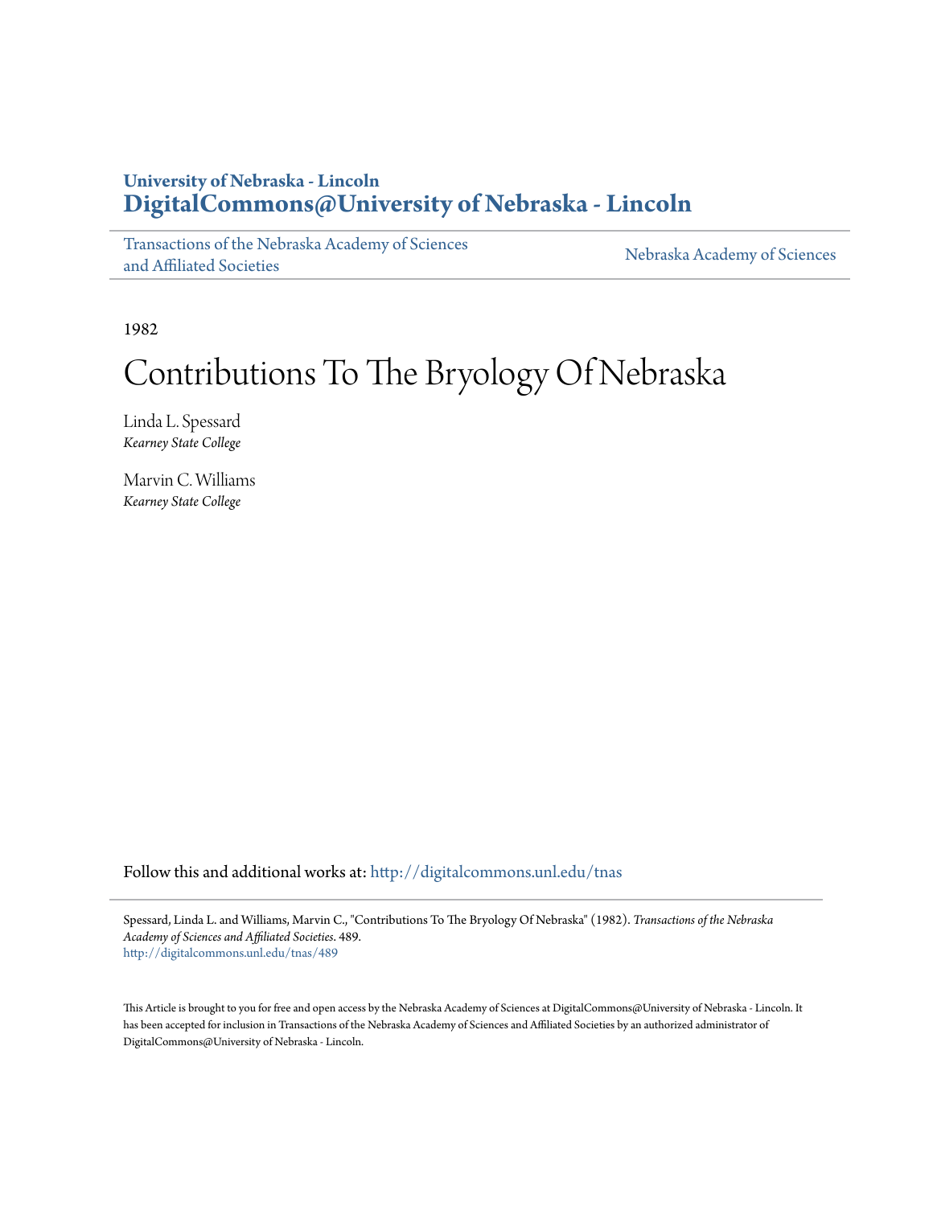**University of Nebraska - Lincoln**
**DigitalCommons@University of Nebraska - Lincoln**

Transactions of the Nebraska Academy of Sciences and Affiliated Societies

Nebraska Academy of Sciences

1982

# Contributions To The Bryology Of Nebraska

Linda L. Spessard
*Kearney State College*

Marvin C. Williams
*Kearney State College*

Follow this and additional works at: http://digitalcommons.unl.edu/tnas

Spessard, Linda L. and Williams, Marvin C., "Contributions To The Bryology Of Nebraska" (1982). *Transactions of the Nebraska Academy of Sciences and Affiliated Societies*. 489.
http://digitalcommons.unl.edu/tnas/489

This Article is brought to you for free and open access by the Nebraska Academy of Sciences at DigitalCommons@University of Nebraska - Lincoln. It has been accepted for inclusion in Transactions of the Nebraska Academy of Sciences and Affiliated Societies by an authorized administrator of DigitalCommons@University of Nebraska - Lincoln.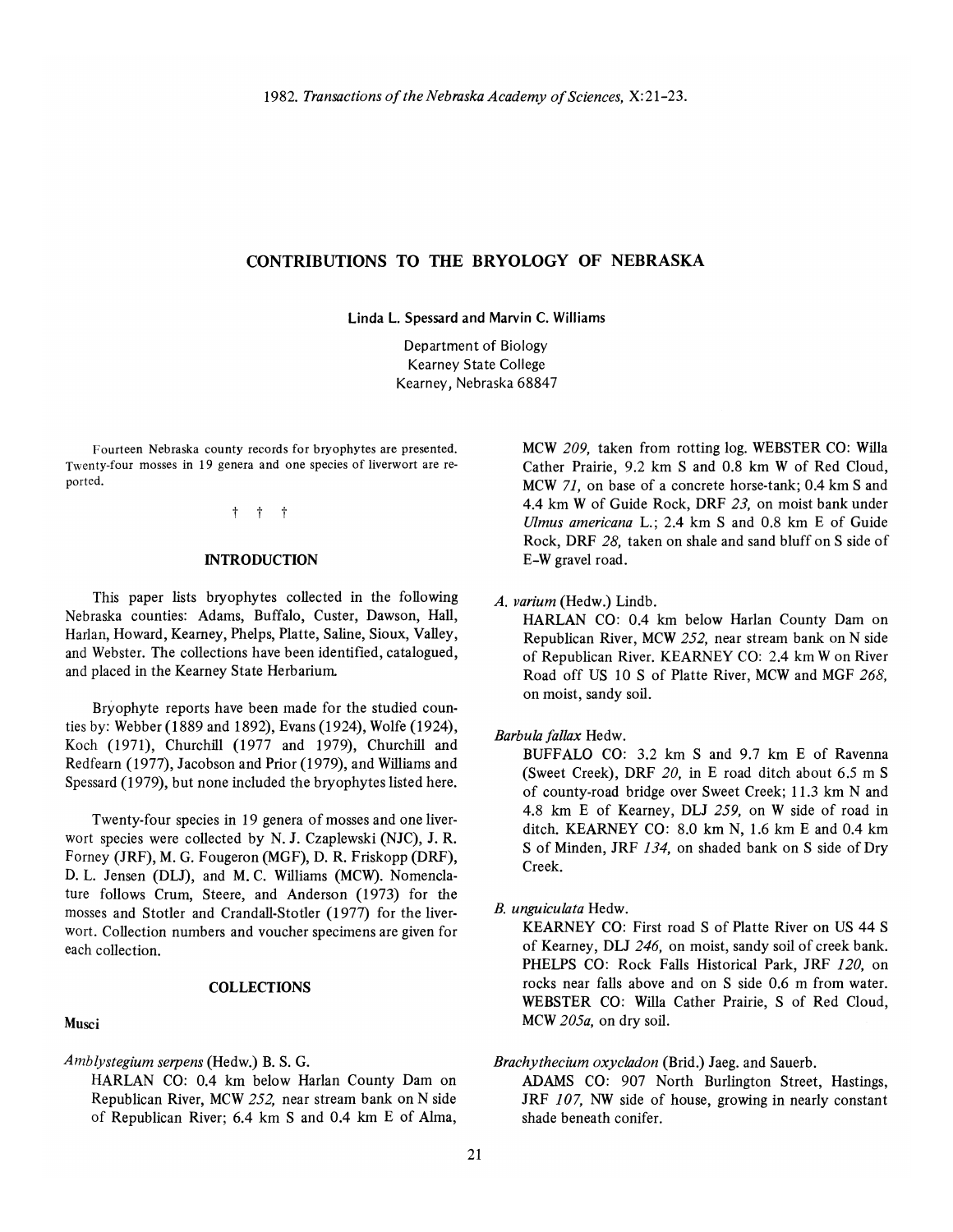# CONTRIBUTIONS TO THE BRYOLOGY OF NEBRASKA

**Linda L. Spessard and Marvin C. Williams**

Department of Biology
Kearney State College
Kearney, Nebraska 68847

Fourteen Nebraska county records for bryophytes are presented. Twenty-four mosses in 19 genera and one species of liverwort are reported.

† † †

## INTRODUCTION

This paper lists bryophytes collected in the following Nebraska counties: Adams, Buffalo, Custer, Dawson, Hall, Harlan, Howard, Kearney, Phelps, Platte, Saline, Sioux, Valley, and Webster. The collections have been identified, catalogued, and placed in the Kearney State Herbarium.

Bryophyte reports have been made for the studied counties by: Webber (1889 and 1892), Evans (1924), Wolfe (1924), Koch (1971), Churchill (1977 and 1979), Churchill and Redfearn (1977), Jacobson and Prior (1979), and Williams and Spessard (1979), but none included the bryophytes listed here.

Twenty-four species in 19 genera of mosses and one liverwort species were collected by N. J. Czaplewski (NJC), J. R. Forney (JRF), M. G. Fougeron (MGF), D. R. Friskopp (DRF), D. L. Jensen (DLJ), and M. C. Williams (MCW). Nomenclature follows Crum, Steere, and Anderson (1973) for the mosses and Stotler and Crandall-Stotler (1977) for the liverwort. Collection numbers and voucher specimens are given for each collection.

## COLLECTIONS

### Musci

*Amblystegium serpens* (Hedw.) B. S. G.

HARLAN CO: 0.4 km below Harlan County Dam on Republican River, MCW *252,* near stream bank on N side of Republican River; 6.4 km S and 0.4 km E of Alma, MCW *209,* taken from rotting log. WEBSTER CO: Willa Cather Prairie, 9.2 km S and 0.8 km W of Red Cloud, MCW *71,* on base of a concrete horse-tank; 0.4 km S and 4.4 km W of Guide Rock, DRF *23,* on moist bank under *Ulmus americana* L.; 2.4 km S and 0.8 km E of Guide Rock, DRF *28,* taken on shale and sand bluff on S side of E-W gravel road.

*A. varium* (Hedw.) Lindb.

HARLAN CO: 0.4 km below Harlan County Dam on Republican River, MCW *252,* near stream bank on N side of Republican River. KEARNEY CO: 2.4 km W on River Road off US 10 S of Platte River, MCW and MGF *268,* on moist, sandy soil.

*Barbula fallax* Hedw.

BUFFALO CO: 3.2 km S and 9.7 km E of Ravenna (Sweet Creek), DRF *20,* in E road ditch about 6.5 m S of county-road bridge over Sweet Creek; 11.3 km N and 4.8 km E of Kearney, DLJ *259,* on W side of road in ditch. KEARNEY CO: 8.0 km N, 1.6 km E and 0.4 km S of Minden, JRF *134,* on shaded bank on S side of Dry Creek.

*B. unguiculata* Hedw.

KEARNEY CO: First road S of Platte River on US 44 S of Kearney, DLJ *246,* on moist, sandy soil of creek bank. PHELPS CO: Rock Falls Historical Park, JRF *120,* on rocks near falls above and on S side 0.6 m from water. WEBSTER CO: Willa Cather Prairie, S of Red Cloud, MCW *205a,* on dry soil.

*Brachythecium oxycladon* (Brid.) Jaeg. and Sauerb.

ADAMS CO: 907 North Burlington Street, Hastings, JRF *107,* NW side of house, growing in nearly constant shade beneath conifer.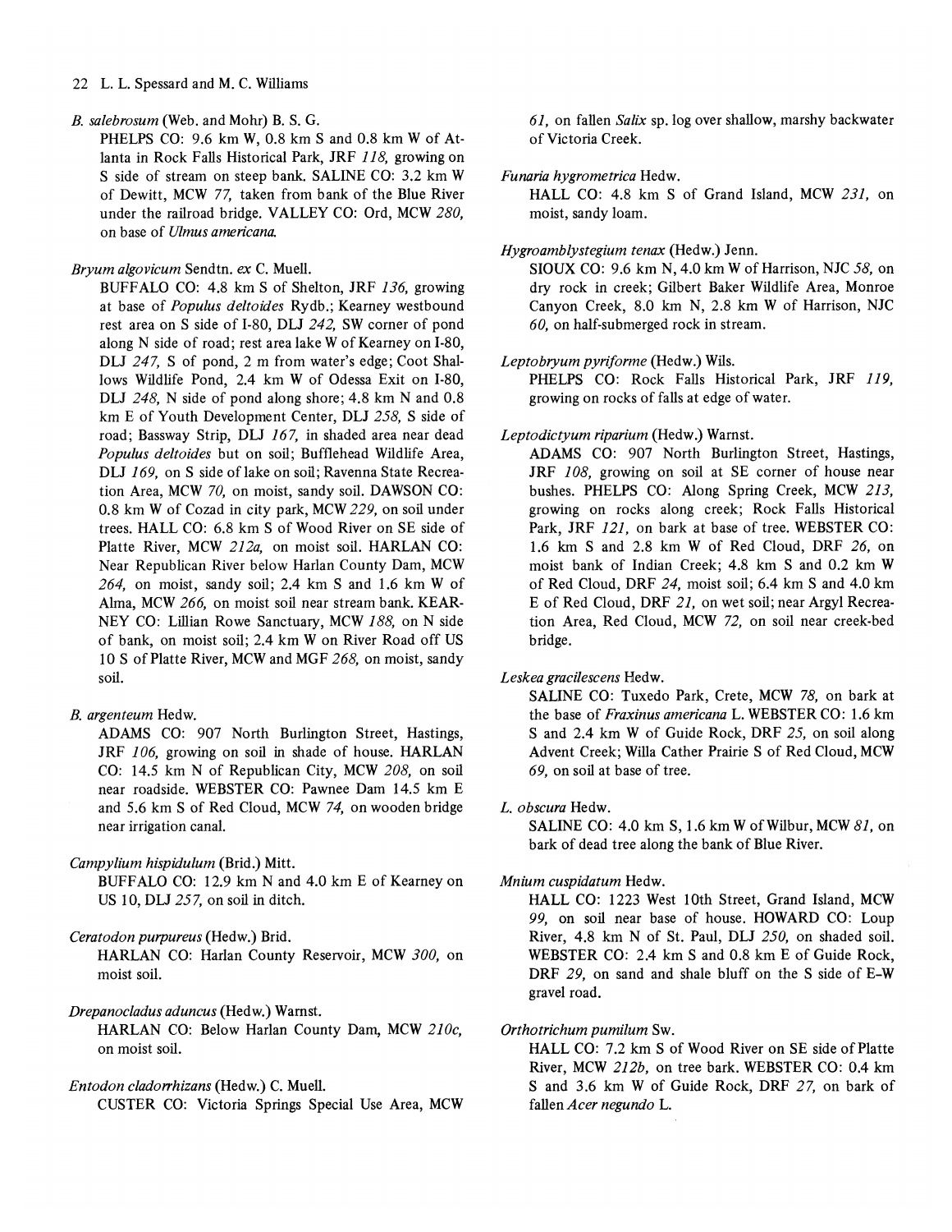*B. salebrosum* (Web. and Mohr) B. S. G.

PHELPS CO: 9.6 km W, 0.8 km S and 0.8 km W of Atlanta in Rock Falls Historical Park, JRF *118*, growing on S side of stream on steep bank. SALINE CO: 3.2 km W of Dewitt, MCW *77*, taken from bank of the Blue River under the railroad bridge. VALLEY CO: Ord, MCW *280*, on base of *Ulmus americana*.

*Bryum algovicum* Sendtn. *ex* C. Muell.

BUFFALO CO: 4.8 km S of Shelton, JRF *136*, growing at base of *Populus deltoides* Rydb.; Kearney westbound rest area on S side of I-80, DLJ *242*, SW corner of pond along N side of road; rest area lake W of Kearney on I-80, DLJ *247*, S of pond, 2 m from water's edge; Coot Shallows Wildlife Pond, 2.4 km W of Odessa Exit on I-80, DLJ *248*, N side of pond along shore; 4.8 km N and 0.8 km E of Youth Development Center, DLJ *258*, S side of road; Bassway Strip, DLJ *167*, in shaded area near dead *Populus deltoides* but on soil; Bufflehead Wildlife Area, DLJ *169*, on S side of lake on soil; Ravenna State Recreation Area, MCW *70*, on moist, sandy soil. DAWSON CO: 0.8 km W of Cozad in city park, MCW *229*, on soil under trees. HALL CO: 6.8 km S of Wood River on SE side of Platte River, MCW *212a*, on moist soil. HARLAN CO: Near Republican River below Harlan County Dam, MCW *264*, on moist, sandy soil; 2.4 km S and 1.6 km W of Alma, MCW *266*, on moist soil near stream bank. KEARNEY CO: Lillian Rowe Sanctuary, MCW *188*, on N side of bank, on moist soil; 2.4 km W on River Road off US 10 S of Platte River, MCW and MGF *268*, on moist, sandy soil.

*B. argenteum* Hedw.

ADAMS CO: 907 North Burlington Street, Hastings, JRF *106*, growing on soil in shade of house. HARLAN CO: 14.5 km N of Republican City, MCW *208*, on soil near roadside. WEBSTER CO: Pawnee Dam 14.5 km E and 5.6 km S of Red Cloud, MCW *74*, on wooden bridge near irrigation canal.

*Campylium hispidulum* (Brid.) Mitt.

BUFFALO CO: 12.9 km N and 4.0 km E of Kearney on US 10, DLJ *257*, on soil in ditch.

*Ceratodon purpureus* (Hedw.) Brid.

HARLAN CO: Harlan County Reservoir, MCW *300*, on moist soil.

*Drepanocladus aduncus* (Hedw.) Warnst.

HARLAN CO: Below Harlan County Dam, MCW *210c*, on moist soil.

*Entodon cladorrhizans* (Hedw.) C. Muell.

CUSTER CO: Victoria Springs Special Use Area, MCW *61*, on fallen *Salix* sp. log over shallow, marshy backwater of Victoria Creek.

*Funaria hygrometrica* Hedw.

HALL CO: 4.8 km S of Grand Island, MCW *231*, on moist, sandy loam.

*Hygroamblystegium tenax* (Hedw.) Jenn.

SIOUX CO: 9.6 km N, 4.0 km W of Harrison, NJC *58*, on dry rock in creek; Gilbert Baker Wildlife Area, Monroe Canyon Creek, 8.0 km N, 2.8 km W of Harrison, NJC *60*, on half-submerged rock in stream.

*Leptobryum pyriforme* (Hedw.) Wils.

PHELPS CO: Rock Falls Historical Park, JRF *119*, growing on rocks of falls at edge of water.

*Leptodictyum riparium* (Hedw.) Warnst.

ADAMS CO: 907 North Burlington Street, Hastings, JRF *108*, growing on soil at SE corner of house near bushes. PHELPS CO: Along Spring Creek, MCW *213*, growing on rocks along creek; Rock Falls Historical Park, JRF *121*, on bark at base of tree. WEBSTER CO: 1.6 km S and 2.8 km W of Red Cloud, DRF *26*, on moist bank of Indian Creek; 4.8 km S and 0.2 km W of Red Cloud, DRF *24*, moist soil; 6.4 km S and 4.0 km E of Red Cloud, DRF *21*, on wet soil; near Argyl Recreation Area, Red Cloud, MCW *72*, on soil near creek-bed bridge.

*Leskea gracilescens* Hedw.

SALINE CO: Tuxedo Park, Crete, MCW *78*, on bark at the base of *Fraxinus americana* L. WEBSTER CO: 1.6 km S and 2.4 km W of Guide Rock, DRF *25*, on soil along Advent Creek; Willa Cather Prairie S of Red Cloud, MCW *69*, on soil at base of tree.

*L. obscura* Hedw.

SALINE CO: 4.0 km S, 1.6 km W of Wilbur, MCW *81*, on bark of dead tree along the bank of Blue River.

*Mnium cuspidatum* Hedw.

HALL CO: 1223 West 10th Street, Grand Island, MCW *99*, on soil near base of house. HOWARD CO: Loup River, 4.8 km N of St. Paul, DLJ *250*, on shaded soil. WEBSTER CO: 2.4 km S and 0.8 km E of Guide Rock, DRF *29*, on sand and shale bluff on the S side of E–W gravel road.

*Orthotrichum pumilum* Sw.

HALL CO: 7.2 km S of Wood River on SE side of Platte River, MCW *212b*, on tree bark. WEBSTER CO: 0.4 km S and 3.6 km W of Guide Rock, DRF *27*, on bark of fallen *Acer negundo* L.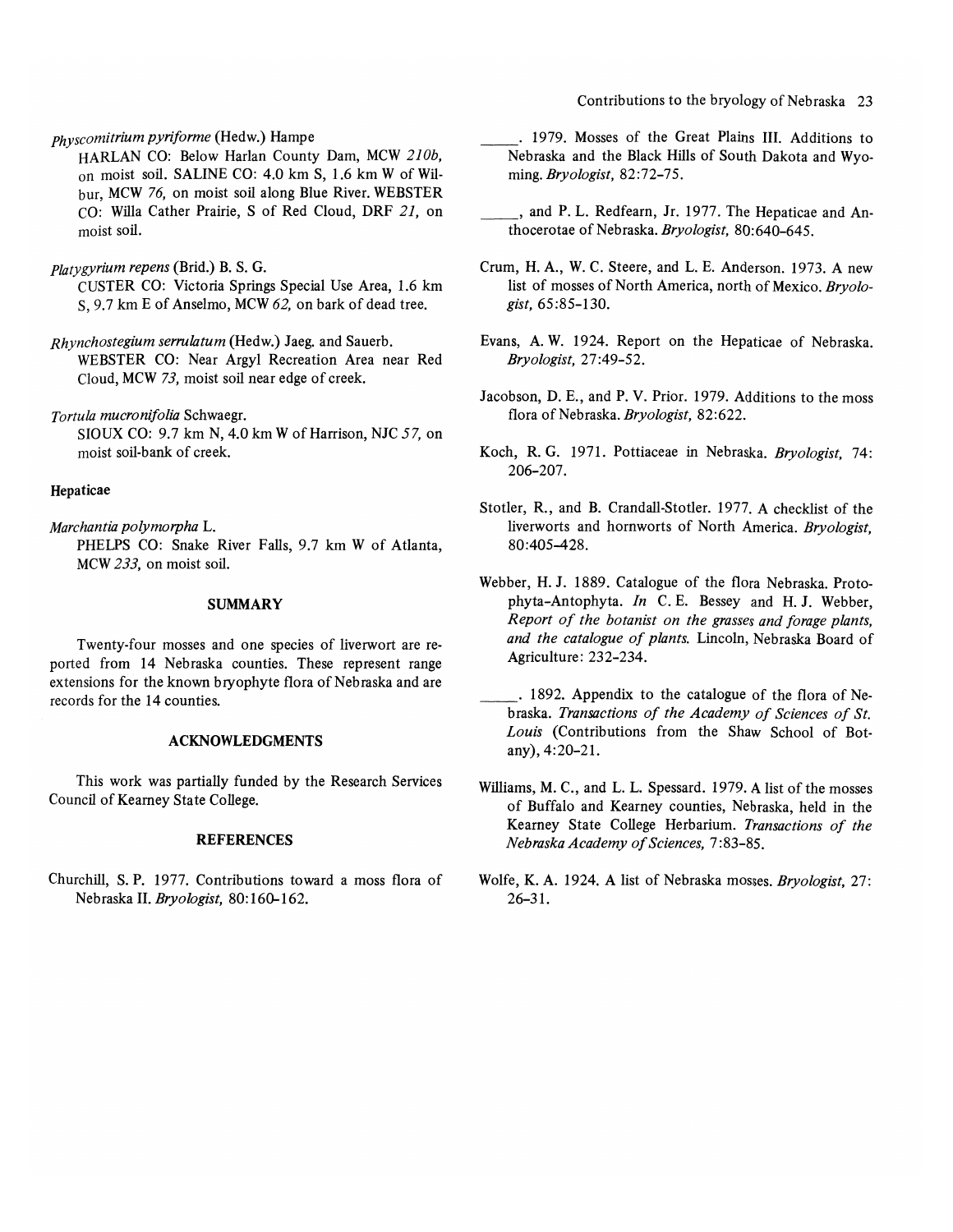*Physcomitrium pyriforme* (Hedw.) Hampe

HARLAN CO: Below Harlan County Dam, MCW *210b*, on moist soil. SALINE CO: 4.0 km S, 1.6 km W of Wilbur, MCW *76*, on moist soil along Blue River. WEBSTER CO: Willa Cather Prairie, S of Red Cloud, DRF *21*, on moist soil.

*Platygyrium repens* (Brid.) B. S. G.

CUSTER CO: Victoria Springs Special Use Area, 1.6 km S, 9.7 km E of Anselmo, MCW *62*, on bark of dead tree.

*Rhynchostegium serrulatum* (Hedw.) Jaeg. and Sauerb.

WEBSTER CO: Near Argyl Recreation Area near Red Cloud, MCW *73*, moist soil near edge of creek.

*Tortula mucronifolia* Schwaegr.

SIOUX CO: 9.7 km N, 4.0 km W of Harrison, NJC *57*, on moist soil-bank of creek.

### Hepaticae

*Marchantia polymorpha* L.

PHELPS CO: Snake River Falls, 9.7 km W of Atlanta, MCW *233*, on moist soil.

## SUMMARY

Twenty-four mosses and one species of liverwort are reported from 14 Nebraska counties. These represent range extensions for the known bryophyte flora of Nebraska and are records for the 14 counties.

## ACKNOWLEDGMENTS

This work was partially funded by the Research Services Council of Kearney State College.

## REFERENCES

Churchill, S. P. 1977. Contributions toward a moss flora of Nebraska II. *Bryologist*, 80:160–162.

_____. 1979. Mosses of the Great Plains III. Additions to Nebraska and the Black Hills of South Dakota and Wyoming. *Bryologist*, 82:72–75.

_____, and P. L. Redfearn, Jr. 1977. The Hepaticae and Anthocerotae of Nebraska. *Bryologist*, 80:640–645.

Crum, H. A., W. C. Steere, and L. E. Anderson. 1973. A new list of mosses of North America, north of Mexico. *Bryologist*, 65:85–130.

Evans, A. W. 1924. Report on the Hepaticae of Nebraska. *Bryologist*, 27:49–52.

Jacobson, D. E., and P. V. Prior. 1979. Additions to the moss flora of Nebraska. *Bryologist*, 82:622.

Koch, R. G. 1971. Pottiaceae in Nebraska. *Bryologist*, 74: 206–207.

Stotler, R., and B. Crandall-Stotler. 1977. A checklist of the liverworts and hornworts of North America. *Bryologist*, 80:405–428.

Webber, H. J. 1889. Catalogue of the flora Nebraska. Protophyta-Antophyta. *In* C. E. Bessey and H. J. Webber, *Report of the botanist on the grasses and forage plants, and the catalogue of plants.* Lincoln, Nebraska Board of Agriculture: 232–234.

_____. 1892. Appendix to the catalogue of the flora of Nebraska. *Transactions of the Academy of Sciences of St. Louis* (Contributions from the Shaw School of Botany), 4:20–21.

Williams, M. C., and L. L. Spessard. 1979. A list of the mosses of Buffalo and Kearney counties, Nebraska, held in the Kearney State College Herbarium. *Transactions of the Nebraska Academy of Sciences*, 7:83–85.

Wolfe, K. A. 1924. A list of Nebraska mosses. *Bryologist*, 27: 26–31.